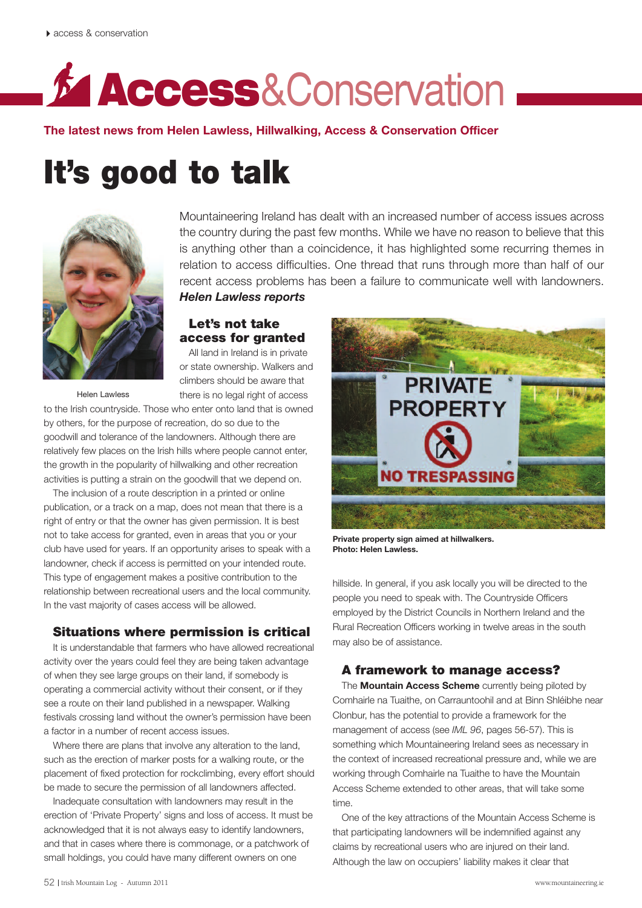# Access & Conservation

**The latest news from Helen Lawless, Hillwalking, Access & Conservation Officer**

# It's good to talk

Mountaineering Ireland has dealt with an increased number of access issues across the country during the past few months. While we have no reason to believe that this is anything other than a coincidence, it has highlighted some recurring themes in relation to access difficulties. One thread that runs through more than half of our recent access problems has been a failure to communicate well with landowners. ***Helen Lawless reports***

Helen Lawless

## Let's not take access for granted

All land in Ireland is in private or state ownership. Walkers and climbers should be aware that there is no legal right of access to the Irish countryside. Those who enter onto land that is owned by others, for the purpose of recreation, do so due to the goodwill and tolerance of the landowners. Although there are relatively few places on the Irish hills where people cannot enter, the growth in the popularity of hillwalking and other recreation activities is putting a strain on the goodwill that we depend on.

The inclusion of a route description in a printed or online publication, or a track on a map, does not mean that there is a right of entry or that the owner has given permission. It is best not to take access for granted, even in areas that you or your club have used for years. If an opportunity arises to speak with a landowner, check if access is permitted on your intended route. This type of engagement makes a positive contribution to the relationship between recreational users and the local community. In the vast majority of cases access will be allowed.

## Situations where permission is critical

It is understandable that farmers who have allowed recreational activity over the years could feel they are being taken advantage of when they see large groups on their land, if somebody is operating a commercial activity without their consent, or if they see a route on their land published in a newspaper. Walking festivals crossing land without the owner's permission have been a factor in a number of recent access issues.

Where there are plans that involve any alteration to the land, such as the erection of marker posts for a walking route, or the placement of fixed protection for rockclimbing, every effort should be made to secure the permission of all landowners affected.

Inadequate consultation with landowners may result in the erection of 'Private Property' signs and loss of access. It must be acknowledged that it is not always easy to identify landowners, and that in cases where there is commonage, or a patchwork of small holdings, you could have many different owners on one hillside. In general, if you ask locally you will be directed to the people you need to speak with. The Countryside Officers employed by the District Councils in Northern Ireland and the Rural Recreation Officers working in twelve areas in the south may also be of assistance.

**Private property sign aimed at hillwalkers. Photo: Helen Lawless.**

## A framework to manage access?

The **Mountain Access Scheme** currently being piloted by Comhairle na Tuaithe, on Carrauntoohil and at Binn Shléibhe near Clonbur, has the potential to provide a framework for the management of access (see *IML 96*, pages 56-57). This is something which Mountaineering Ireland sees as necessary in the context of increased recreational pressure and, while we are working through Comhairle na Tuaithe to have the Mountain Access Scheme extended to other areas, that will take some time.

One of the key attractions of the Mountain Access Scheme is that participating landowners will be indemnified against any claims by recreational users who are injured on their land. Although the law on occupiers' liability makes it clear that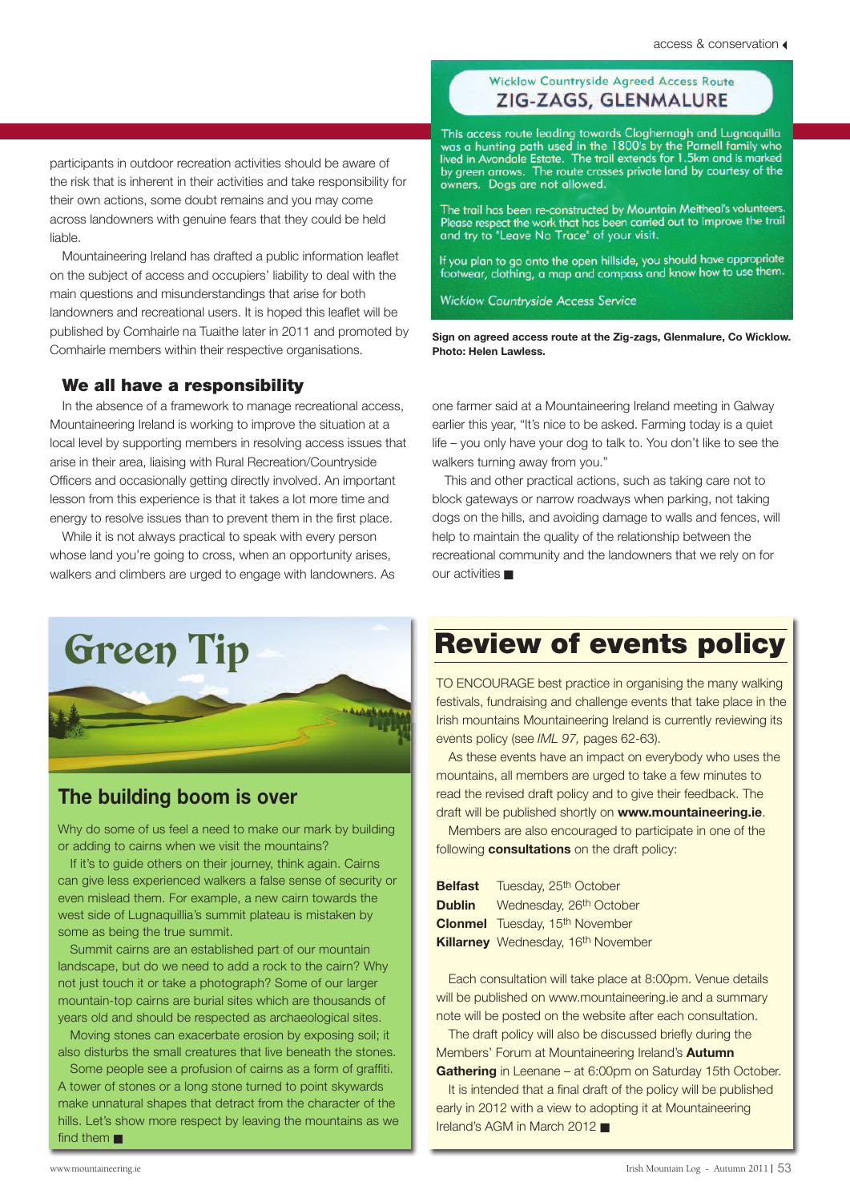participants in outdoor recreation activities should be aware of the risk that is inherent in their activities and take responsibility for their own actions, some doubt remains and you may come across landowners with genuine fears that they could be held liable.

Mountaineering Ireland has drafted a public information leaflet on the subject of access and occupiers' liability to deal with the main questions and misunderstandings that arise for both landowners and recreational users. It is hoped this leaflet will be published by Comhairle na Tuaithe later in 2011 and promoted by Comhairle members within their respective organisations.

### We all have a responsibility

In the absence of a framework to manage recreational access, Mountaineering Ireland is working to improve the situation at a local level by supporting members in resolving access issues that arise in their area, liaising with Rural Recreation/Countryside Officers and occasionally getting directly involved. An important lesson from this experience is that it takes a lot more time and energy to resolve issues than to prevent them in the first place.

While it is not always practical to speak with every person whose land you're going to cross, when an opportunity arises, walkers and climbers are urged to engage with landowners. As one farmer said at a Mountaineering Ireland meeting in Galway earlier this year, "It's nice to be asked. Farming today is a quiet life – you only have your dog to talk to. You don't like to see the walkers turning away from you."

This and other practical actions, such as taking care not to block gateways or narrow roadways when parking, not taking dogs on the hills, and avoiding damage to walls and fences, will help to maintain the quality of the relationship between the recreational community and the landowners that we rely on for our activities ■

Wicklow Countryside Agreed Access Route

ZIG-ZAGS, GLENMALURE

This access route leading towards Cloghernagh and Lugnaquilla was a hunting path used in the 1800's by the Parnell family who lived in Avondale Estate. The trail extends for 1.5km and is marked by green arrows. The route crosses private land by courtesy of the owners. Dogs are not allowed.

The trail has been re-constructed by Mountain Meitheal's volunteers. Please respect the work that has been carried out to improve the trail and try to 'Leave No Trace' of your visit.

If you plan to go onto the open hillside, you should have appropriate footwear, clothing, a map and compass and know how to use them.

Wicklow Countryside Access Service

**Sign on agreed access route at the Zig-zags, Glenmalure, Co Wicklow. Photo: Helen Lawless.**

## Green Tip

### The building boom is over

Why do some of us feel a need to make our mark by building or adding to cairns when we visit the mountains?

If it's to guide others on their journey, think again. Cairns can give less experienced walkers a false sense of security or even mislead them. For example, a new cairn towards the west side of Lugnaquillia's summit plateau is mistaken by some as being the true summit.

Summit cairns are an established part of our mountain landscape, but do we need to add a rock to the cairn? Why not just touch it or take a photograph? Some of our larger mountain-top cairns are burial sites which are thousands of years old and should be respected as archaeological sites.

Moving stones can exacerbate erosion by exposing soil; it also disturbs the small creatures that live beneath the stones.

Some people see a profusion of cairns as a form of graffiti. A tower of stones or a long stone turned to point skywards make unnatural shapes that detract from the character of the hills. Let's show more respect by leaving the mountains as we find them ■

## Review of events policy

TO ENCOURAGE best practice in organising the many walking festivals, fundraising and challenge events that take place in the Irish mountains Mountaineering Ireland is currently reviewing its events policy (see *IML 97,* pages 62-63).

As these events have an impact on everybody who uses the mountains, all members are urged to take a few minutes to read the revised draft policy and to give their feedback. The draft will be published shortly on **www.mountaineering.ie**.

Members are also encouraged to participate in one of the following **consultations** on the draft policy:

| | |
|---|---|
| **Belfast** | Tuesday, 25th October |
| **Dublin** | Wednesday, 26th October |
| **Clonmel** | Tuesday, 15th November |
| **Killarney** | Wednesday, 16th November |

Each consultation will take place at 8:00pm. Venue details will be published on www.mountaineering.ie and a summary note will be posted on the website after each consultation.

The draft policy will also be discussed briefly during the Members' Forum at Mountaineering Ireland's **Autumn Gathering** in Leenane – at 6:00pm on Saturday 15th October.

It is intended that a final draft of the policy will be published early in 2012 with a view to adopting it at Mountaineering Ireland's AGM in March 2012 ■